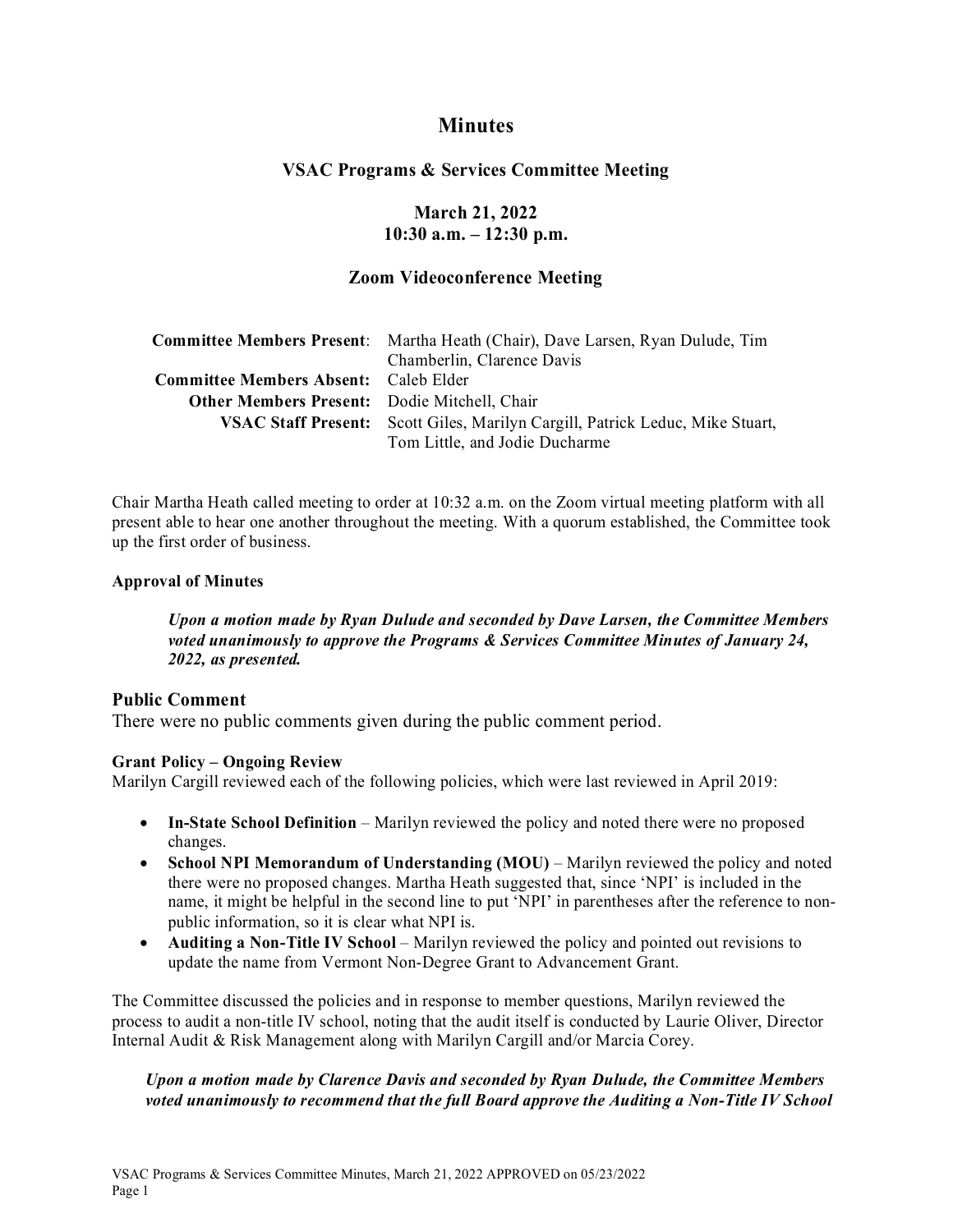# Minutes

## VSAC Programs & Services Committee Meeting

### March 21, 2022
### 10:30 a.m. – 12:30 p.m.

### Zoom Videoconference Meeting

| | |
|---|---|
| **Committee Members Present**: | Martha Heath (Chair), Dave Larsen, Ryan Dulude, Tim Chamberlin, Clarence Davis |
| **Committee Members Absent:** | Caleb Elder |
| **Other Members Present:** | Dodie Mitchell, Chair |
| **VSAC Staff Present:** | Scott Giles, Marilyn Cargill, Patrick Leduc, Mike Stuart, Tom Little, and Jodie Ducharme |

Chair Martha Heath called meeting to order at 10:32 a.m. on the Zoom virtual meeting platform with all present able to hear one another throughout the meeting. With a quorum established, the Committee took up the first order of business.

**Approval of Minutes**

> ***Upon a motion made by Ryan Dulude and seconded by Dave Larsen, the Committee Members voted unanimously to approve the Programs & Services Committee Minutes of January 24, 2022, as presented.***

### Public Comment

There were no public comments given during the public comment period.

**Grant Policy – Ongoing Review**

Marilyn Cargill reviewed each of the following policies, which were last reviewed in April 2019:

- **In-State School Definition** – Marilyn reviewed the policy and noted there were no proposed changes.
- **School NPI Memorandum of Understanding (MOU)** – Marilyn reviewed the policy and noted there were no proposed changes. Martha Heath suggested that, since 'NPI' is included in the name, it might be helpful in the second line to put 'NPI' in parentheses after the reference to non-public information, so it is clear what NPI is.
- **Auditing a Non-Title IV School** – Marilyn reviewed the policy and pointed out revisions to update the name from Vermont Non-Degree Grant to Advancement Grant.

The Committee discussed the policies and in response to member questions, Marilyn reviewed the process to audit a non-title IV school, noting that the audit itself is conducted by Laurie Oliver, Director Internal Audit & Risk Management along with Marilyn Cargill and/or Marcia Corey.

> ***Upon a motion made by Clarence Davis and seconded by Ryan Dulude, the Committee Members voted unanimously to recommend that the full Board approve the Auditing a Non-Title IV School***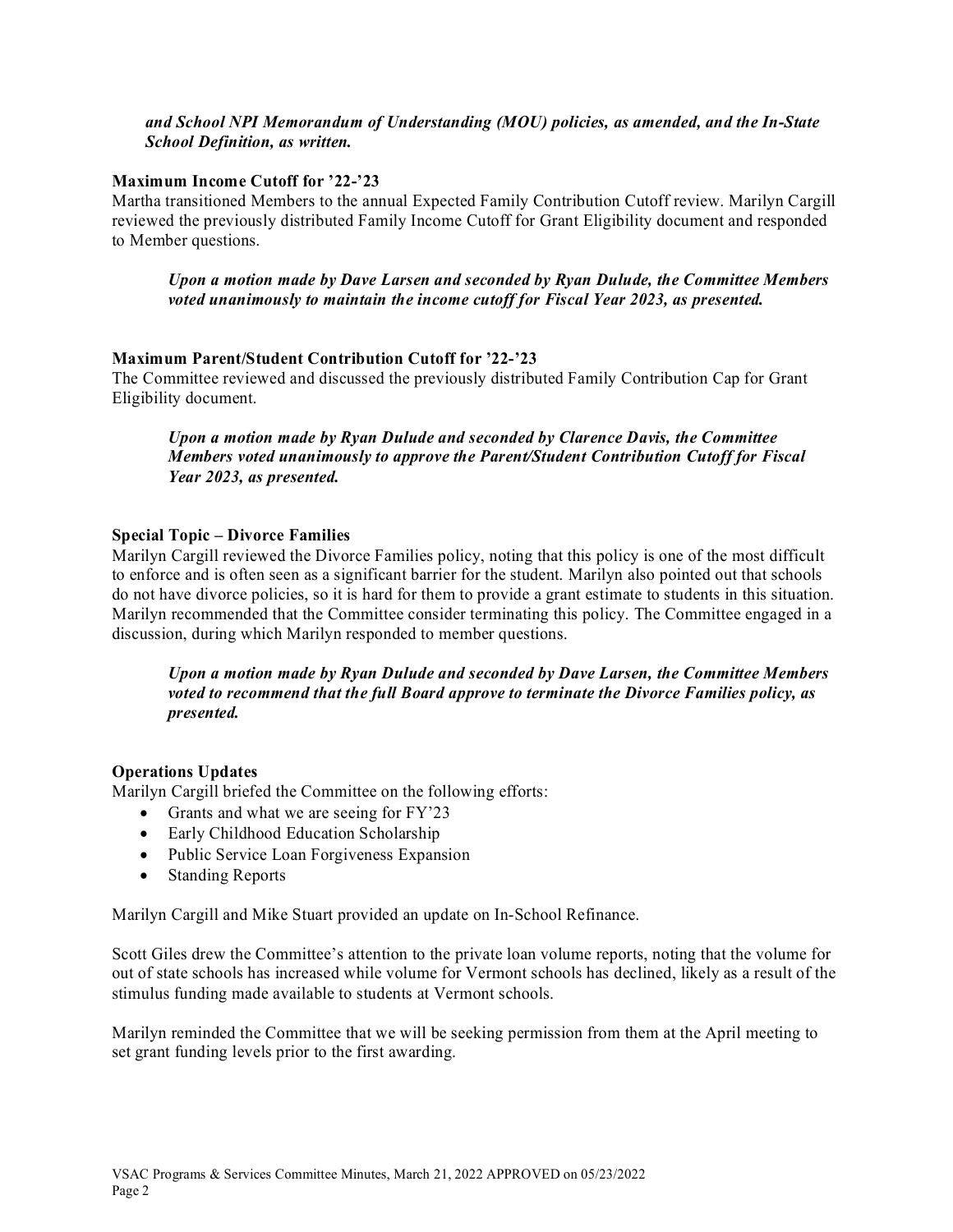***and School NPI Memorandum of Understanding (MOU) policies, as amended, and the In-State School Definition, as written.***

**Maximum Income Cutoff for '22-'23**

Martha transitioned Members to the annual Expected Family Contribution Cutoff review. Marilyn Cargill reviewed the previously distributed Family Income Cutoff for Grant Eligibility document and responded to Member questions.

> ***Upon a motion made by Dave Larsen and seconded by Ryan Dulude, the Committee Members voted unanimously to maintain the income cutoff for Fiscal Year 2023, as presented.***

**Maximum Parent/Student Contribution Cutoff for '22-'23**

The Committee reviewed and discussed the previously distributed Family Contribution Cap for Grant Eligibility document.

> ***Upon a motion made by Ryan Dulude and seconded by Clarence Davis, the Committee Members voted unanimously to approve the Parent/Student Contribution Cutoff for Fiscal Year 2023, as presented.***

**Special Topic – Divorce Families**

Marilyn Cargill reviewed the Divorce Families policy, noting that this policy is one of the most difficult to enforce and is often seen as a significant barrier for the student. Marilyn also pointed out that schools do not have divorce policies, so it is hard for them to provide a grant estimate to students in this situation. Marilyn recommended that the Committee consider terminating this policy. The Committee engaged in a discussion, during which Marilyn responded to member questions.

> ***Upon a motion made by Ryan Dulude and seconded by Dave Larsen, the Committee Members voted to recommend that the full Board approve to terminate the Divorce Families policy, as presented.***

**Operations Updates**

Marilyn Cargill briefed the Committee on the following efforts:

- Grants and what we are seeing for FY'23
- Early Childhood Education Scholarship
- Public Service Loan Forgiveness Expansion
- Standing Reports

Marilyn Cargill and Mike Stuart provided an update on In-School Refinance.

Scott Giles drew the Committee's attention to the private loan volume reports, noting that the volume for out of state schools has increased while volume for Vermont schools has declined, likely as a result of the stimulus funding made available to students at Vermont schools.

Marilyn reminded the Committee that we will be seeking permission from them at the April meeting to set grant funding levels prior to the first awarding.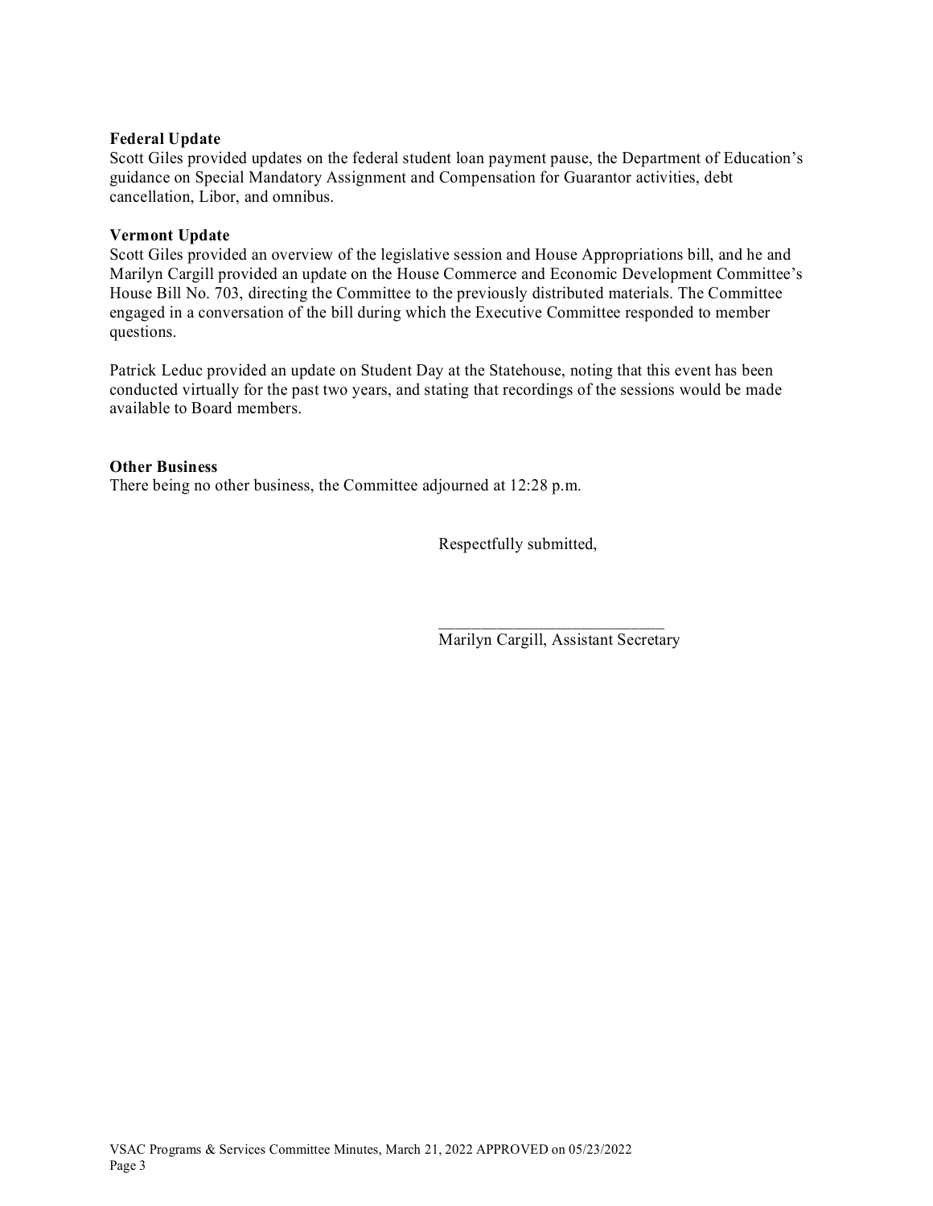**Federal Update**
Scott Giles provided updates on the federal student loan payment pause, the Department of Education's guidance on Special Mandatory Assignment and Compensation for Guarantor activities, debt cancellation, Libor, and omnibus.

**Vermont Update**
Scott Giles provided an overview of the legislative session and House Appropriations bill, and he and Marilyn Cargill provided an update on the House Commerce and Economic Development Committee's House Bill No. 703, directing the Committee to the previously distributed materials. The Committee engaged in a conversation of the bill during which the Executive Committee responded to member questions.

Patrick Leduc provided an update on Student Day at the Statehouse, noting that this event has been conducted virtually for the past two years, and stating that recordings of the sessions would be made available to Board members.

**Other Business**
There being no other business, the Committee adjourned at 12:28 p.m.

Respectfully submitted,

___________________________
Marilyn Cargill, Assistant Secretary